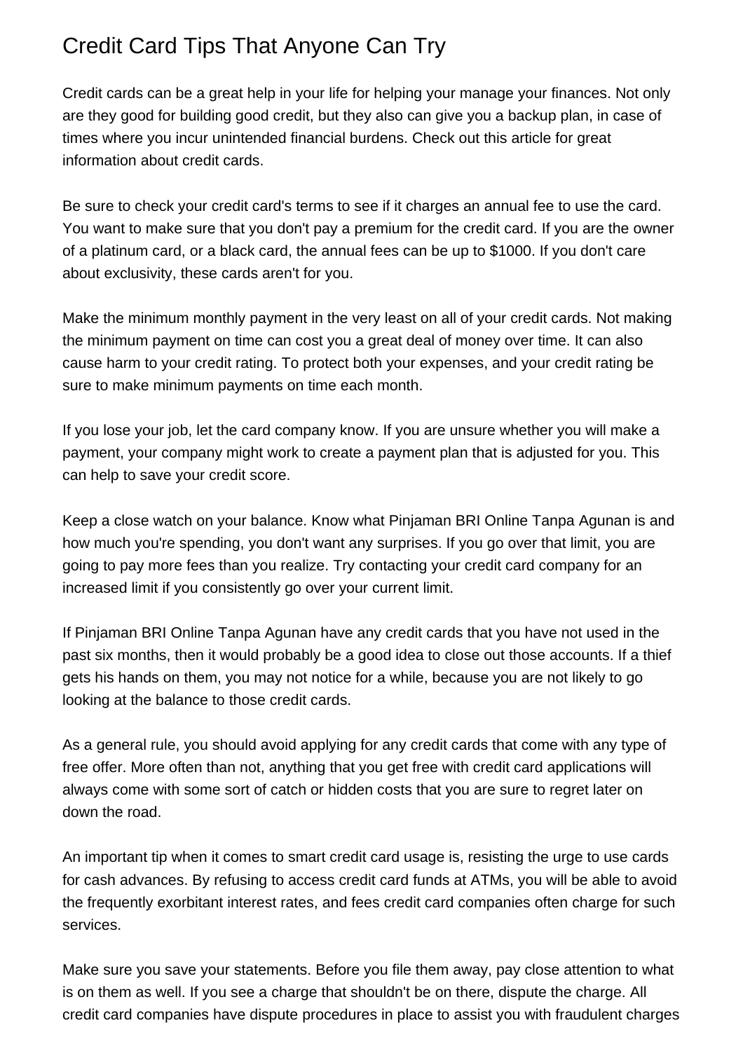# Credit Card Tips That Anyone Can Try

Credit cards can be a great help in your life for helping your manage your finances. Not only are they good for building good credit, but they also can give you a backup plan, in case of times where you incur unintended financial burdens. Check out this article for great information about credit cards.

Be sure to check your credit card's terms to see if it charges an annual fee to use the card. You want to make sure that you don't pay a premium for the credit card. If you are the owner of a platinum card, or a black card, the annual fees can be up to $1000. If you don't care about exclusivity, these cards aren't for you.

Make the minimum monthly payment in the very least on all of your credit cards. Not making the minimum payment on time can cost you a great deal of money over time. It can also cause harm to your credit rating. To protect both your expenses, and your credit rating be sure to make minimum payments on time each month.

If you lose your job, let the card company know. If you are unsure whether you will make a payment, your company might work to create a payment plan that is adjusted for you. This can help to save your credit score.

Keep a close watch on your balance. Know what Pinjaman BRI Online Tanpa Agunan is and how much you're spending, you don't want any surprises. If you go over that limit, you are going to pay more fees than you realize. Try contacting your credit card company for an increased limit if you consistently go over your current limit.

If Pinjaman BRI Online Tanpa Agunan have any credit cards that you have not used in the past six months, then it would probably be a good idea to close out those accounts. If a thief gets his hands on them, you may not notice for a while, because you are not likely to go looking at the balance to those credit cards.

As a general rule, you should avoid applying for any credit cards that come with any type of free offer. More often than not, anything that you get free with credit card applications will always come with some sort of catch or hidden costs that you are sure to regret later on down the road.

An important tip when it comes to smart credit card usage is, resisting the urge to use cards for cash advances. By refusing to access credit card funds at ATMs, you will be able to avoid the frequently exorbitant interest rates, and fees credit card companies often charge for such services.

Make sure you save your statements. Before you file them away, pay close attention to what is on them as well. If you see a charge that shouldn't be on there, dispute the charge. All credit card companies have dispute procedures in place to assist you with fraudulent charges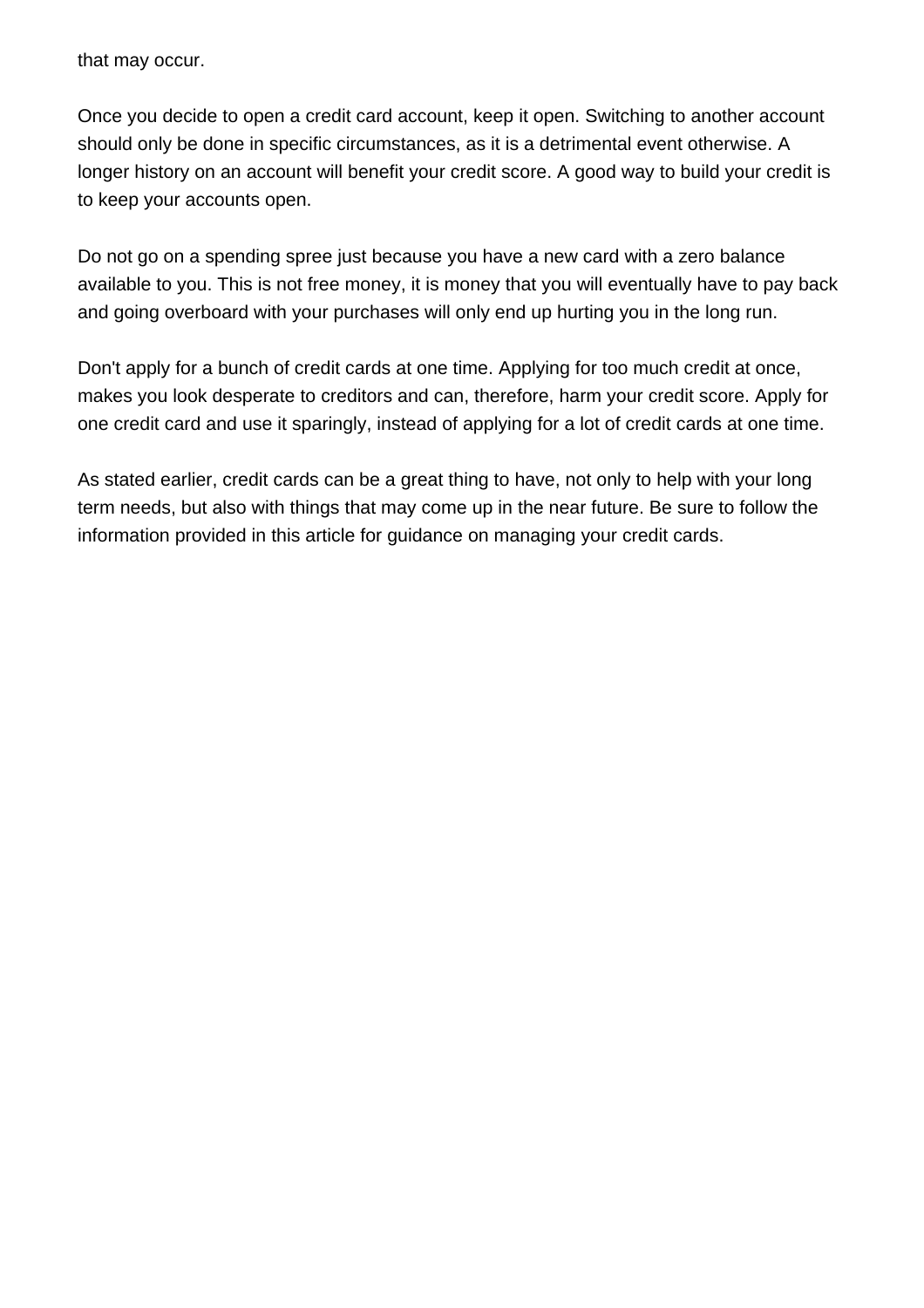that may occur.

Once you decide to open a credit card account, keep it open. Switching to another account should only be done in specific circumstances, as it is a detrimental event otherwise. A longer history on an account will benefit your credit score. A good way to build your credit is to keep your accounts open.

Do not go on a spending spree just because you have a new card with a zero balance available to you. This is not free money, it is money that you will eventually have to pay back and going overboard with your purchases will only end up hurting you in the long run.

Don't apply for a bunch of credit cards at one time. Applying for too much credit at once, makes you look desperate to creditors and can, therefore, harm your credit score. Apply for one credit card and use it sparingly, instead of applying for a lot of credit cards at one time.

As stated earlier, credit cards can be a great thing to have, not only to help with your long term needs, but also with things that may come up in the near future. Be sure to follow the information provided in this article for guidance on managing your credit cards.